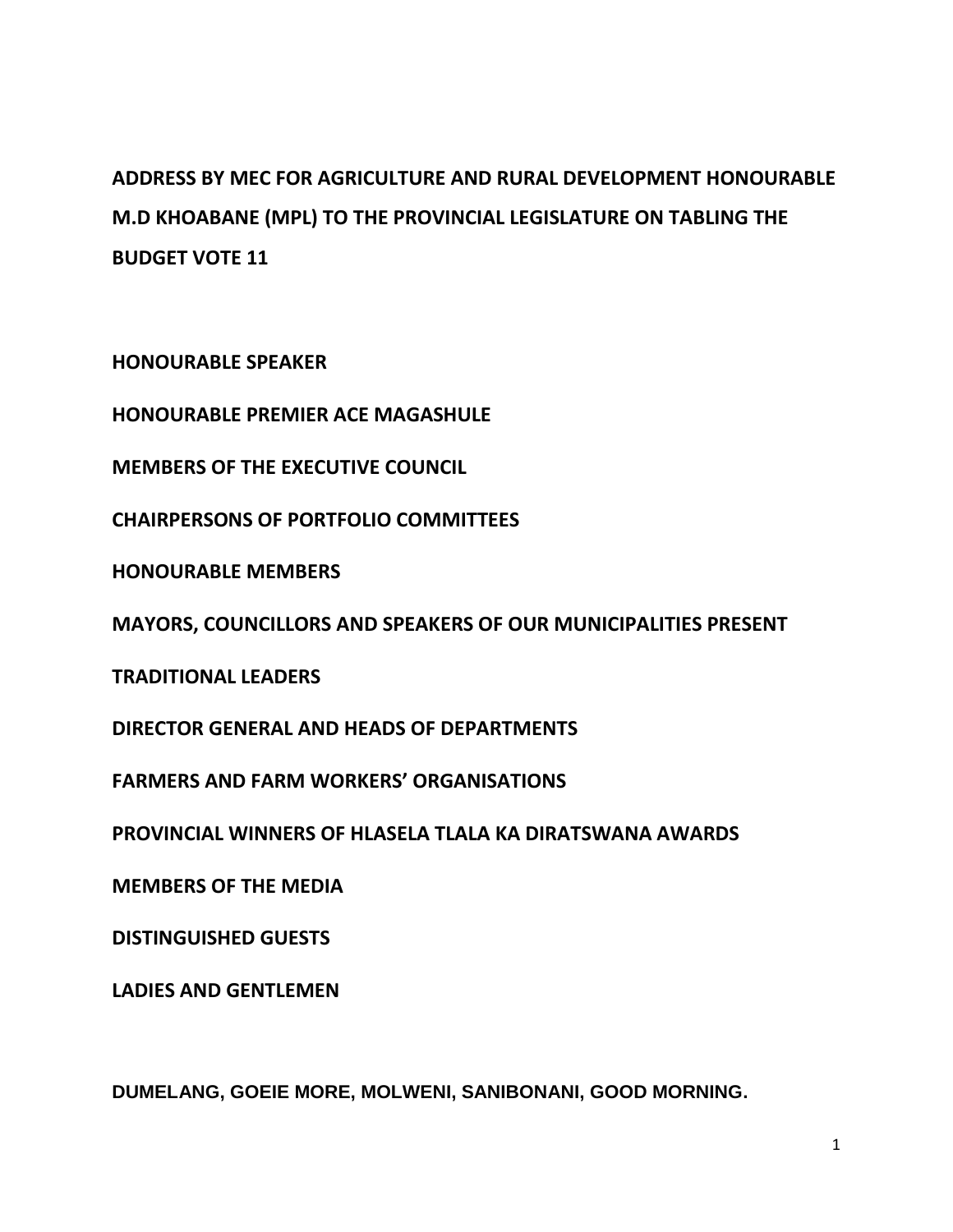# ADDRESS BY MEC FOR AGRICULTURE AND RURAL DEVELOPMENT HONOURABLE M.D KHOABANE (MPL) TO THE PROVINCIAL LEGISLATURE ON TABLING THE BUDGET VOTE 11

**HONOURABLE SPEAKER**

**HONOURABLE PREMIER ACE MAGASHULE**

**MEMBERS OF THE EXECUTIVE COUNCIL**

**CHAIRPERSONS OF PORTFOLIO COMMITTEES**

**HONOURABLE MEMBERS**

**MAYORS, COUNCILLORS AND SPEAKERS OF OUR MUNICIPALITIES PRESENT**

**TRADITIONAL LEADERS**

**DIRECTOR GENERAL AND HEADS OF DEPARTMENTS**

**FARMERS AND FARM WORKERS' ORGANISATIONS**

**PROVINCIAL WINNERS OF HLASELA TLALA KA DIRATSWANA AWARDS**

**MEMBERS OF THE MEDIA**

**DISTINGUISHED GUESTS**

**LADIES AND GENTLEMEN**

**DUMELANG, GOEIE MORE, MOLWENI, SANIBONANI, GOOD MORNING.**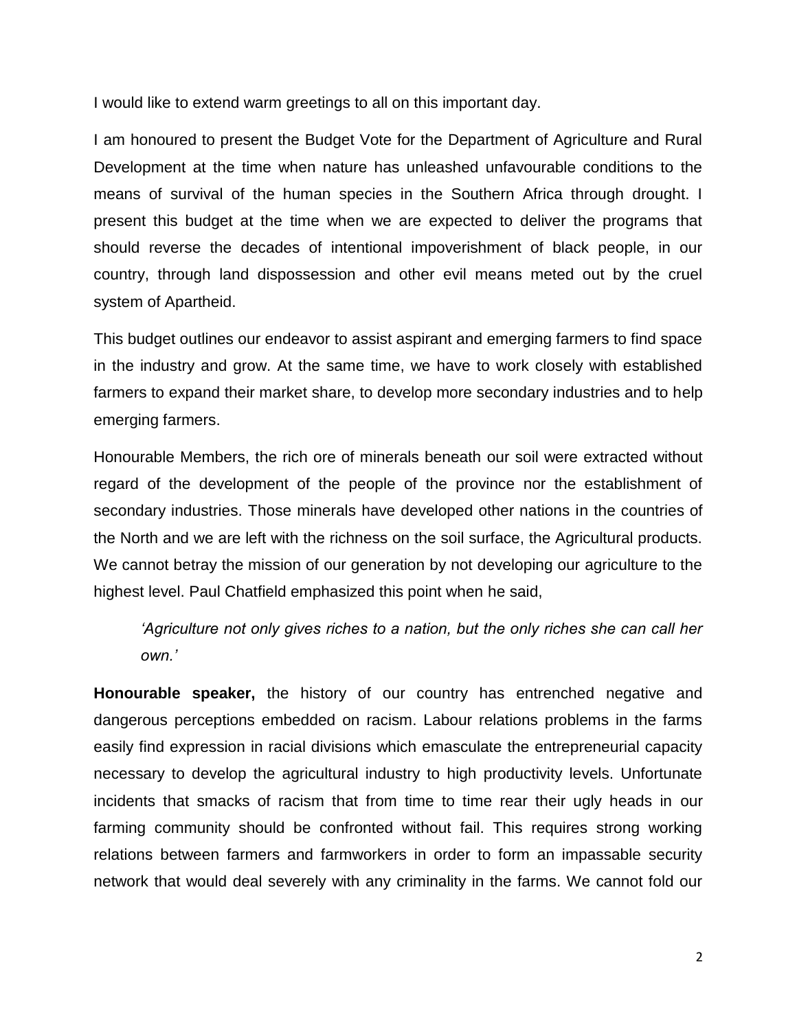I would like to extend warm greetings to all on this important day.

I am honoured to present the Budget Vote for the Department of Agriculture and Rural Development at the time when nature has unleashed unfavourable conditions to the means of survival of the human species in the Southern Africa through drought. I present this budget at the time when we are expected to deliver the programs that should reverse the decades of intentional impoverishment of black people, in our country, through land dispossession and other evil means meted out by the cruel system of Apartheid.

This budget outlines our endeavor to assist aspirant and emerging farmers to find space in the industry and grow. At the same time, we have to work closely with established farmers to expand their market share, to develop more secondary industries and to help emerging farmers.

Honourable Members, the rich ore of minerals beneath our soil were extracted without regard of the development of the people of the province nor the establishment of secondary industries. Those minerals have developed other nations in the countries of the North and we are left with the richness on the soil surface, the Agricultural products. We cannot betray the mission of our generation by not developing our agriculture to the highest level. Paul Chatfield emphasized this point when he said,

> *'Agriculture not only gives riches to a nation, but the only riches she can call her own.'*

**Honourable speaker,** the history of our country has entrenched negative and dangerous perceptions embedded on racism. Labour relations problems in the farms easily find expression in racial divisions which emasculate the entrepreneurial capacity necessary to develop the agricultural industry to high productivity levels. Unfortunate incidents that smacks of racism that from time to time rear their ugly heads in our farming community should be confronted without fail. This requires strong working relations between farmers and farmworkers in order to form an impassable security network that would deal severely with any criminality in the farms. We cannot fold our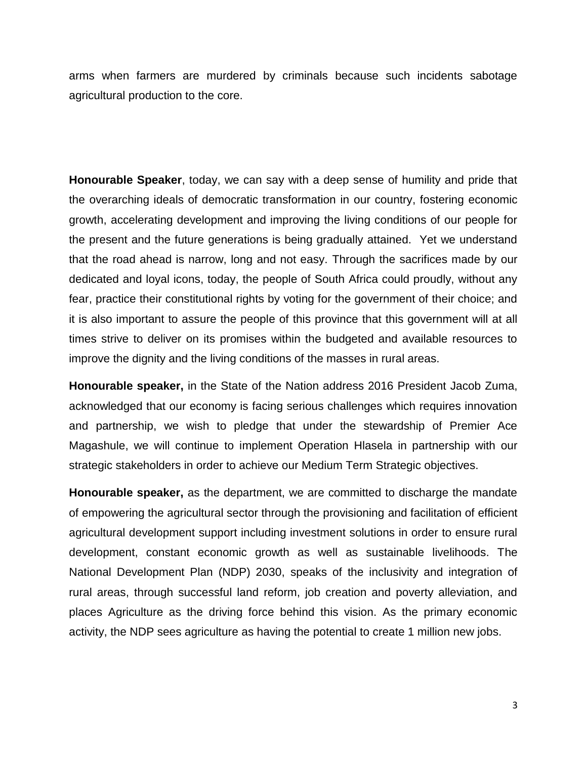arms when farmers are murdered by criminals because such incidents sabotage agricultural production to the core.

**Honourable Speaker**, today, we can say with a deep sense of humility and pride that the overarching ideals of democratic transformation in our country, fostering economic growth, accelerating development and improving the living conditions of our people for the present and the future generations is being gradually attained. Yet we understand that the road ahead is narrow, long and not easy. Through the sacrifices made by our dedicated and loyal icons, today, the people of South Africa could proudly, without any fear, practice their constitutional rights by voting for the government of their choice; and it is also important to assure the people of this province that this government will at all times strive to deliver on its promises within the budgeted and available resources to improve the dignity and the living conditions of the masses in rural areas.

**Honourable speaker,** in the State of the Nation address 2016 President Jacob Zuma, acknowledged that our economy is facing serious challenges which requires innovation and partnership, we wish to pledge that under the stewardship of Premier Ace Magashule, we will continue to implement Operation Hlasela in partnership with our strategic stakeholders in order to achieve our Medium Term Strategic objectives.

**Honourable speaker,** as the department, we are committed to discharge the mandate of empowering the agricultural sector through the provisioning and facilitation of efficient agricultural development support including investment solutions in order to ensure rural development, constant economic growth as well as sustainable livelihoods. The National Development Plan (NDP) 2030, speaks of the inclusivity and integration of rural areas, through successful land reform, job creation and poverty alleviation, and places Agriculture as the driving force behind this vision. As the primary economic activity, the NDP sees agriculture as having the potential to create 1 million new jobs.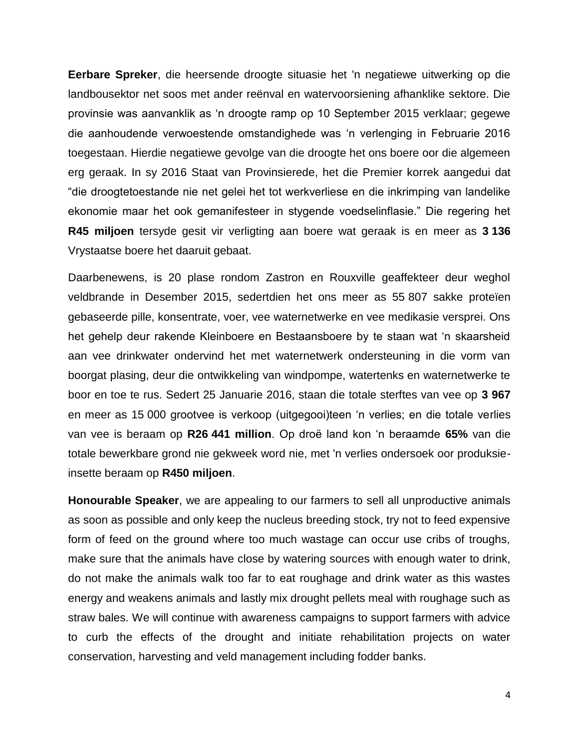**Eerbare Spreker**, die heersende droogte situasie het 'n negatiewe uitwerking op die landbousektor net soos met ander reënval en watervoorsiening afhanklike sektore. Die provinsie was aanvanklik as 'n droogte ramp op 10 September 2015 verklaar; gegewe die aanhoudende verwoestende omstandighede was 'n verlenging in Februarie 2016 toegestaan. Hierdie negatiewe gevolge van die droogte het ons boere oor die algemeen erg geraak. In sy 2016 Staat van Provinsierede, het die Premier korrek aangedui dat "die droogtetoestande nie net gelei het tot werkverliese en die inkrimping van landelike ekonomie maar het ook gemanifesteer in stygende voedselinflasie." Die regering het **R45 miljoen** tersyde gesit vir verligting aan boere wat geraak is en meer as **3 136** Vrystaatse boere het daaruit gebaat.

Daarbenewens, is 20 plase rondom Zastron en Rouxville geaffekteer deur weghol veldbrande in Desember 2015, sedertdien het ons meer as 55 807 sakke proteïen gebaseerde pille, konsentrate, voer, vee waternetwerke en vee medikasie versprei. Ons het gehelp deur rakende Kleinboere en Bestaansboere by te staan wat 'n skaarsheid aan vee drinkwater ondervind het met waternetwerk ondersteuning in die vorm van boorgat plasing, deur die ontwikkeling van windpompe, watertenks en waternetwerke te boor en toe te rus. Sedert 25 Januarie 2016, staan die totale sterftes van vee op **3 967** en meer as 15 000 grootvee is verkoop (uitgegooi)teen 'n verlies; en die totale verlies van vee is beraam op **R26 441 million**. Op droë land kon 'n beraamde **65%** van die totale bewerkbare grond nie gekweek word nie, met 'n verlies ondersoek oor produksie-insette beraam op **R450 miljoen**.

**Honourable Speaker**, we are appealing to our farmers to sell all unproductive animals as soon as possible and only keep the nucleus breeding stock, try not to feed expensive form of feed on the ground where too much wastage can occur use cribs of troughs, make sure that the animals have close by watering sources with enough water to drink, do not make the animals walk too far to eat roughage and drink water as this wastes energy and weakens animals and lastly mix drought pellets meal with roughage such as straw bales. We will continue with awareness campaigns to support farmers with advice to curb the effects of the drought and initiate rehabilitation projects on water conservation, harvesting and veld management including fodder banks.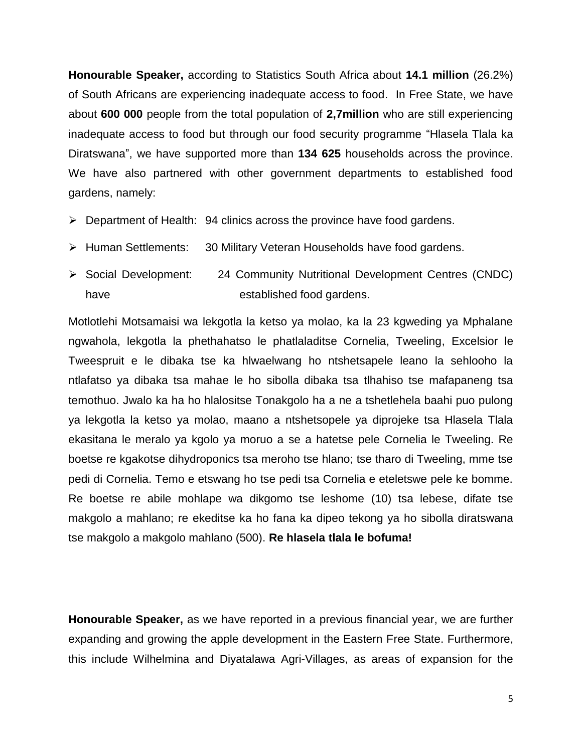**Honourable Speaker,** according to Statistics South Africa about **14.1 million** (26.2%) of South Africans are experiencing inadequate access to food. In Free State, we have about **600 000** people from the total population of **2,7million** who are still experiencing inadequate access to food but through our food security programme "Hlasela Tlala ka Diratswana", we have supported more than **134 625** households across the province. We have also partnered with other government departments to established food gardens, namely:

- Department of Health: 94 clinics across the province have food gardens.
- Human Settlements: 30 Military Veteran Households have food gardens.
- Social Development: 24 Community Nutritional Development Centres (CNDC) have established food gardens.

Motlotlehi Motsamaisi wa lekgotla la ketso ya molao, ka la 23 kgweding ya Mphalane ngwahola, lekgotla la phethahatso le phatlaladitse Cornelia, Tweeling, Excelsior le Tweespruit e le dibaka tse ka hlwaelwang ho ntshetsapele leano la sehlooho la ntlafatso ya dibaka tsa mahae le ho sibolla dibaka tsa tlhahiso tse mafapaneng tsa temothuo. Jwalo ka ha ho hlalositse Tonakgolo ha a ne a tshetlehela baahi puo pulong ya lekgotla la ketso ya molao, maano a ntshetsopele ya diprojeke tsa Hlasela Tlala ekasitana le meralo ya kgolo ya moruo a se a hatetse pele Cornelia le Tweeling. Re boetse re kgakotse dihydroponics tsa meroho tse hlano; tse tharo di Tweeling, mme tse pedi di Cornelia. Temo e etswang ho tse pedi tsa Cornelia e eteletswe pele ke bomme. Re boetse re abile mohlape wa dikgomo tse leshome (10) tsa lebese, difate tse makgolo a mahlano; re ekeditse ka ho fana ka dipeo tekong ya ho sibolla diratswana tse makgolo a makgolo mahlano (500). **Re hlasela tlala le bofuma!**

**Honourable Speaker,** as we have reported in a previous financial year, we are further expanding and growing the apple development in the Eastern Free State. Furthermore, this include Wilhelmina and Diyatalawa Agri-Villages, as areas of expansion for the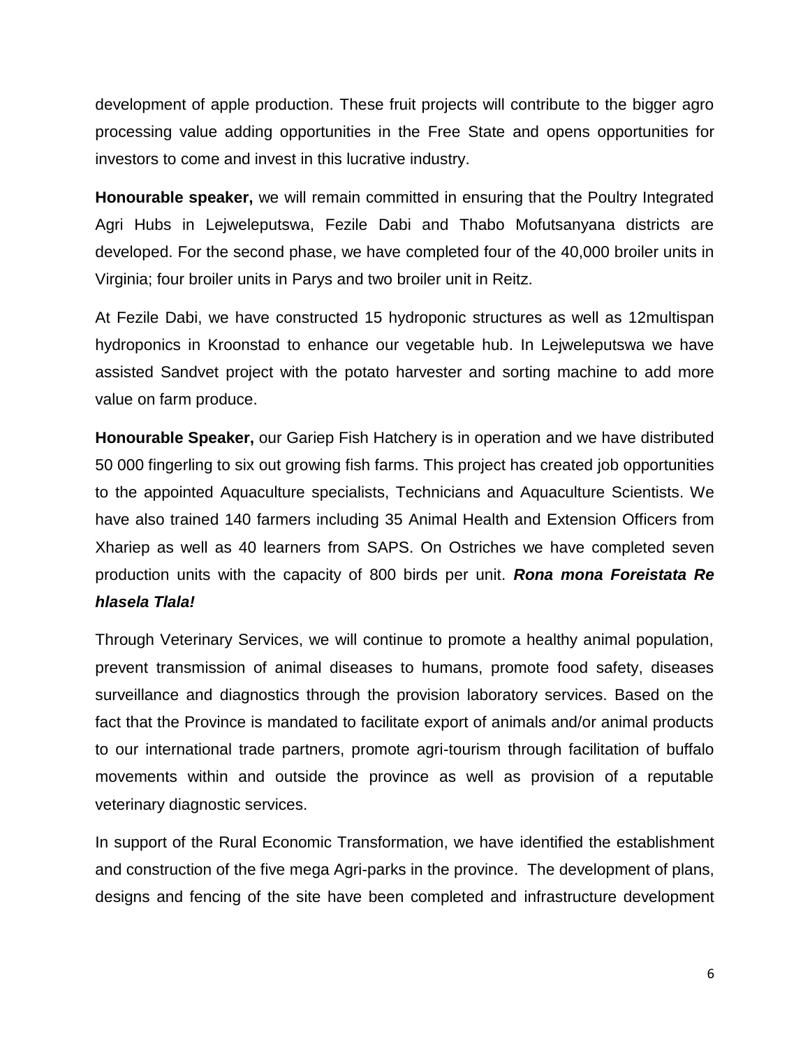development of apple production. These fruit projects will contribute to the bigger agro processing value adding opportunities in the Free State and opens opportunities for investors to come and invest in this lucrative industry.

**Honourable speaker,** we will remain committed in ensuring that the Poultry Integrated Agri Hubs in Lejweleputswa, Fezile Dabi and Thabo Mofutsanyana districts are developed. For the second phase, we have completed four of the 40,000 broiler units in Virginia; four broiler units in Parys and two broiler unit in Reitz.

At Fezile Dabi, we have constructed 15 hydroponic structures as well as 12multispan hydroponics in Kroonstad to enhance our vegetable hub. In Lejweleputswa we have assisted Sandvet project with the potato harvester and sorting machine to add more value on farm produce.

**Honourable Speaker,** our Gariep Fish Hatchery is in operation and we have distributed 50 000 fingerling to six out growing fish farms. This project has created job opportunities to the appointed Aquaculture specialists, Technicians and Aquaculture Scientists. We have also trained 140 farmers including 35 Animal Health and Extension Officers from Xhariep as well as 40 learners from SAPS. On Ostriches we have completed seven production units with the capacity of 800 birds per unit. ***Rona mona Foreistata Re hlasela Tlala!***

Through Veterinary Services, we will continue to promote a healthy animal population, prevent transmission of animal diseases to humans, promote food safety, diseases surveillance and diagnostics through the provision laboratory services. Based on the fact that the Province is mandated to facilitate export of animals and/or animal products to our international trade partners, promote agri-tourism through facilitation of buffalo movements within and outside the province as well as provision of a reputable veterinary diagnostic services.

In support of the Rural Economic Transformation, we have identified the establishment and construction of the five mega Agri-parks in the province. The development of plans, designs and fencing of the site have been completed and infrastructure development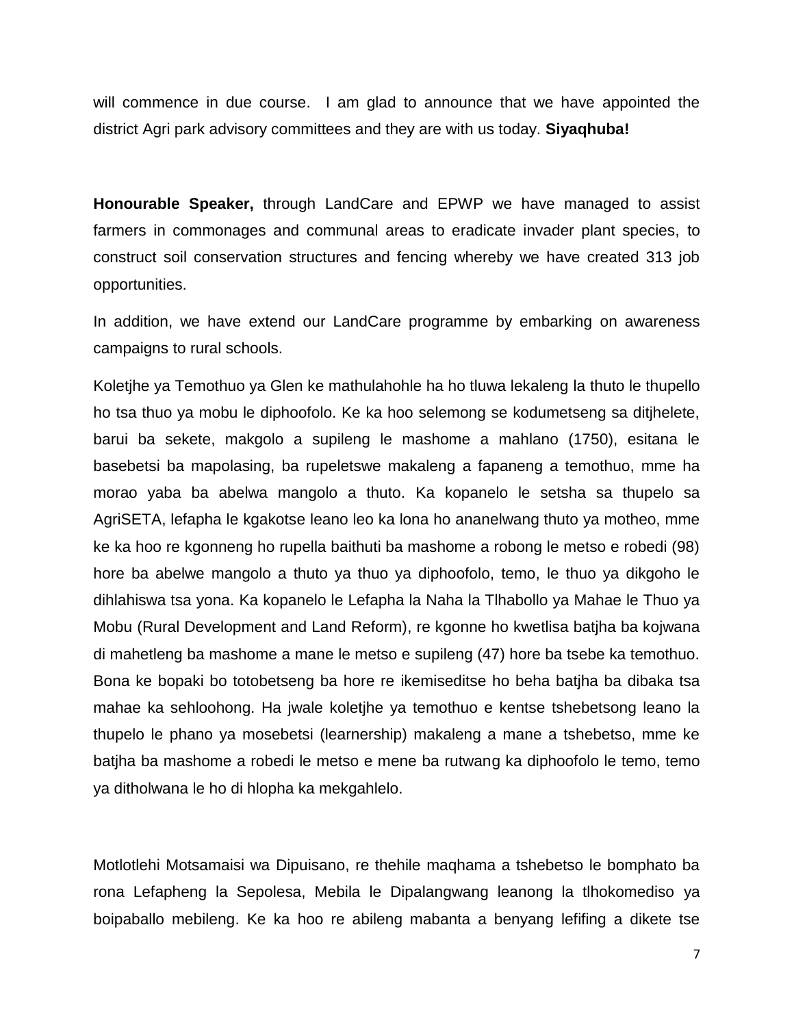will commence in due course.  I am glad to announce that we have appointed the district Agri park advisory committees and they are with us today. **Siyaqhuba!**

**Honourable Speaker,** through LandCare and EPWP we have managed to assist farmers in commonages and communal areas to eradicate invader plant species, to construct soil conservation structures and fencing whereby we have created 313 job opportunities.

In addition, we have extend our LandCare programme by embarking on awareness campaigns to rural schools.

Koletjhe ya Temothuo ya Glen ke mathulahohle ha ho tluwa lekaleng la thuto le thupello ho tsa thuo ya mobu le diphoofolo. Ke ka hoo selemong se kodumetseng sa ditjhelete, barui ba sekete, makgolo a supileng le mashome a mahlano (1750), esitana le basebetsi ba mapolasing, ba rupeletswe makaleng a fapaneng a temothuo, mme ha morao yaba ba abelwa mangolo a thuto. Ka kopanelo le setsha sa thupelo sa AgriSETA, lefapha le kgakotse leano leo ka lona ho ananelwang thuto ya motheo, mme ke ka hoo re kgonneng ho rupella baithuti ba mashome a robong le metso e robedi (98) hore ba abelwe mangolo a thuto ya thuo ya diphoofolo, temo, le thuo ya dikgoho le dihlahiswa tsa yona. Ka kopanelo le Lefapha la Naha la Tlhabollo ya Mahae le Thuo ya Mobu (Rural Development and Land Reform), re kgonne ho kwetlisa batjha ba kojwana di mahetleng ba mashome a mane le metso e supileng (47) hore ba tsebe ka temothuo. Bona ke bopaki bo totobetseng ba hore re ikemiseditse ho beha batjha ba dibaka tsa mahae ka sehloohong. Ha jwale koletjhe ya temothuo e kentse tshebetsong leano la thupelo le phano ya mosebetsi (learnership) makaleng a mane a tshebetso, mme ke batjha ba mashome a robedi le metso e mene ba rutwang ka diphoofolo le temo, temo ya ditholwana le ho di hlopha ka mekgahlelo.

Motlotlehi Motsamaisi wa Dipuisano, re thehile maqhama a tshebetso le bomphato ba rona Lefapheng la Sepolesa, Mebila le Dipalangwang leanong la tlhokomediso ya boipaballo mebileng. Ke ka hoo re abileng mabanta a benyang lefifing a dikete tse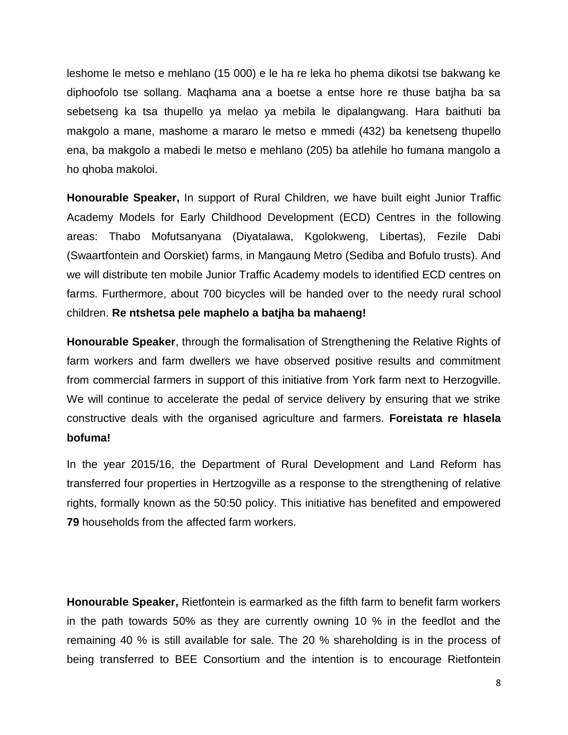leshome le metso e mehlano (15 000) e le ha re leka ho phema dikotsi tse bakwang ke diphoofolo tse sollang. Maqhama ana a boetse a entse hore re thuse batjha ba sa sebetseng ka tsa thupello ya melao ya mebila le dipalangwang. Hara baithuti ba makgolo a mane, mashome a mararo le metso e mmedi (432) ba kenetseng thupello ena, ba makgolo a mabedi le metso e mehlano (205) ba atlehile ho fumana mangolo a ho qhoba makoloi.

**Honourable Speaker,** In support of Rural Children, we have built eight Junior Traffic Academy Models for Early Childhood Development (ECD) Centres in the following areas: Thabo Mofutsanyana (Diyatalawa, Kgolokweng, Libertas), Fezile Dabi (Swaartfontein and Oorskiet) farms, in Mangaung Metro (Sediba and Bofulo trusts). And we will distribute ten mobile Junior Traffic Academy models to identified ECD centres on farms. Furthermore, about 700 bicycles will be handed over to the needy rural school children. **Re ntshetsa pele maphelo a batjha ba mahaeng!**

**Honourable Speaker**, through the formalisation of Strengthening the Relative Rights of farm workers and farm dwellers we have observed positive results and commitment from commercial farmers in support of this initiative from York farm next to Herzogville. We will continue to accelerate the pedal of service delivery by ensuring that we strike constructive deals with the organised agriculture and farmers. **Foreistata re hlasela bofuma!**

In the year 2015/16, the Department of Rural Development and Land Reform has transferred four properties in Hertzogville as a response to the strengthening of relative rights, formally known as the 50:50 policy. This initiative has benefited and empowered **79** households from the affected farm workers.

**Honourable Speaker,** Rietfontein is earmarked as the fifth farm to benefit farm workers in the path towards 50% as they are currently owning 10 % in the feedlot and the remaining 40 % is still available for sale. The 20 % shareholding is in the process of being transferred to BEE Consortium and the intention is to encourage Rietfontein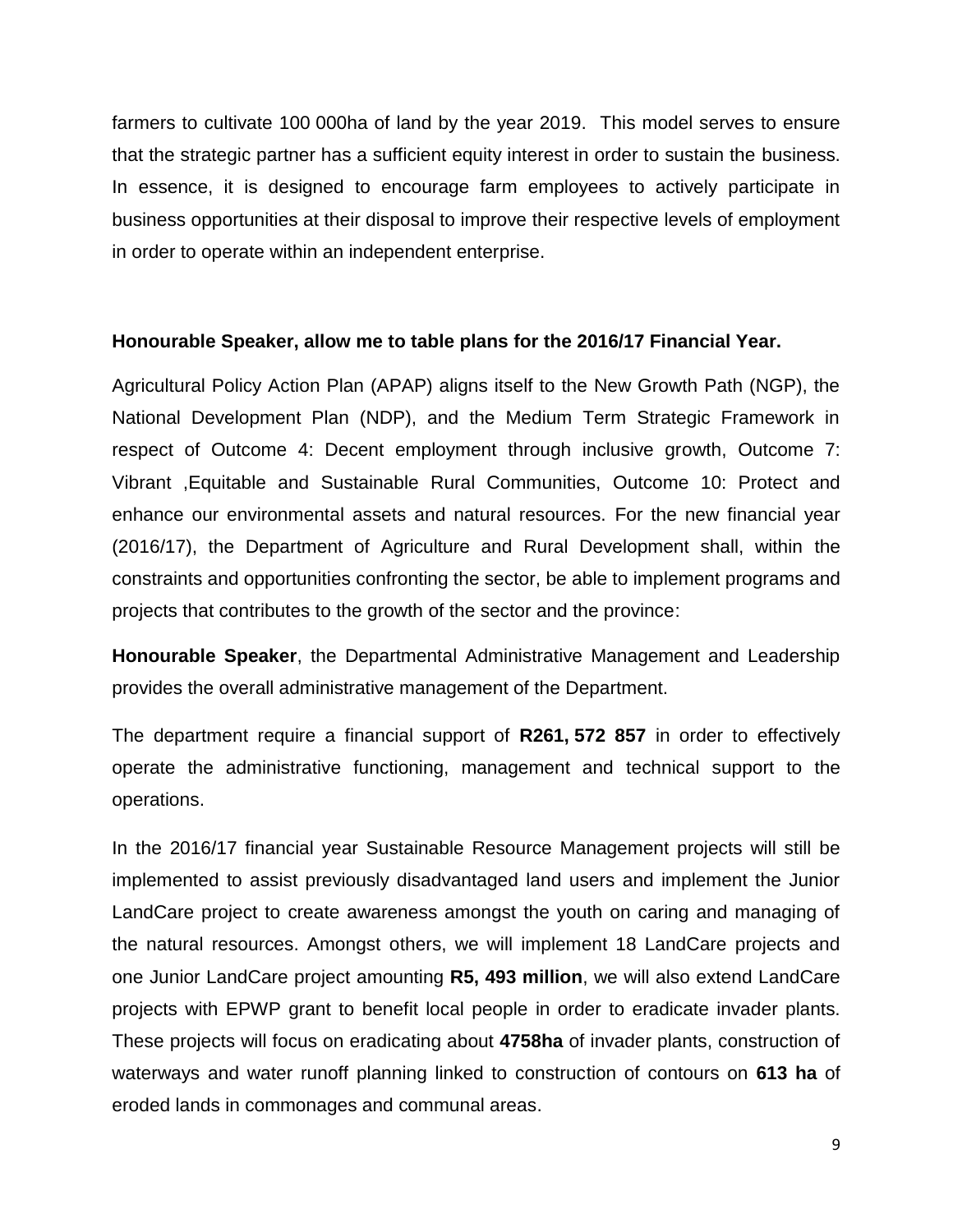farmers to cultivate 100 000ha of land by the year 2019. This model serves to ensure that the strategic partner has a sufficient equity interest in order to sustain the business. In essence, it is designed to encourage farm employees to actively participate in business opportunities at their disposal to improve their respective levels of employment in order to operate within an independent enterprise.

**Honourable Speaker, allow me to table plans for the 2016/17 Financial Year.**

Agricultural Policy Action Plan (APAP) aligns itself to the New Growth Path (NGP), the National Development Plan (NDP), and the Medium Term Strategic Framework in respect of Outcome 4: Decent employment through inclusive growth, Outcome 7: Vibrant ,Equitable and Sustainable Rural Communities, Outcome 10: Protect and enhance our environmental assets and natural resources. For the new financial year (2016/17), the Department of Agriculture and Rural Development shall, within the constraints and opportunities confronting the sector, be able to implement programs and projects that contributes to the growth of the sector and the province:

**Honourable Speaker**, the Departmental Administrative Management and Leadership provides the overall administrative management of the Department.

The department require a financial support of **R261, 572 857** in order to effectively operate the administrative functioning, management and technical support to the operations.

In the 2016/17 financial year Sustainable Resource Management projects will still be implemented to assist previously disadvantaged land users and implement the Junior LandCare project to create awareness amongst the youth on caring and managing of the natural resources. Amongst others, we will implement 18 LandCare projects and one Junior LandCare project amounting **R5, 493 million**, we will also extend LandCare projects with EPWP grant to benefit local people in order to eradicate invader plants. These projects will focus on eradicating about **4758ha** of invader plants, construction of waterways and water runoff planning linked to construction of contours on **613 ha** of eroded lands in commonages and communal areas.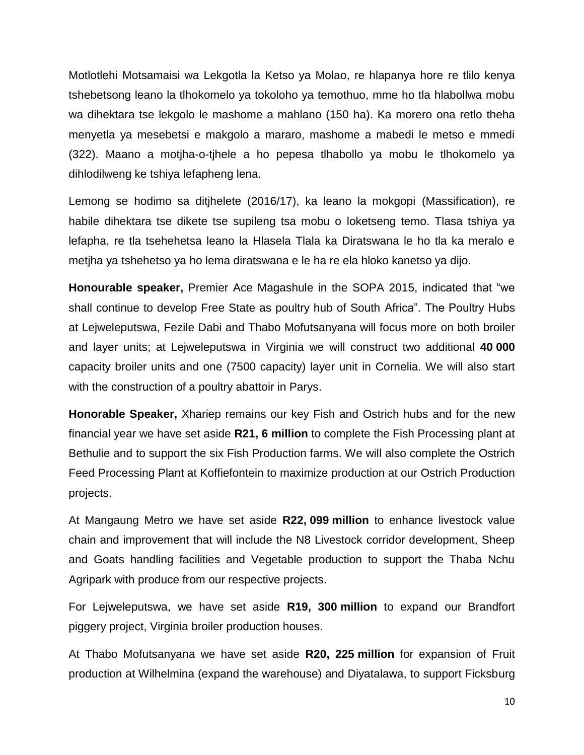Motlotlehi Motsamaisi wa Lekgotla la Ketso ya Molao, re hlapanya hore re tlilo kenya tshebetsong leano la tlhokomelo ya tokoloho ya temothuo, mme ho tla hlabollwa mobu wa dihektara tse lekgolo le mashome a mahlano (150 ha). Ka morero ona retlo theha menyetla ya mesebetsi e makgolo a mararo, mashome a mabedi le metso e mmedi (322). Maano a motjha-o-tjhele a ho pepesa tlhabollo ya mobu le tlhokomelo ya dihlodilweng ke tshiya lefapheng lena.

Lemong se hodimo sa ditjhelete (2016/17), ka leano la mokgopi (Massification), re habile dihektara tse dikete tse supileng tsa mobu o loketseng temo. Tlasa tshiya ya lefapha, re tla tsehehetsa leano la Hlasela Tlala ka Diratswana le ho tla ka meralo e metjha ya tshehetso ya ho lema diratswana e le ha re ela hloko kanetso ya dijo.

**Honourable speaker,** Premier Ace Magashule in the SOPA 2015, indicated that "we shall continue to develop Free State as poultry hub of South Africa". The Poultry Hubs at Lejweleputswa, Fezile Dabi and Thabo Mofutsanyana will focus more on both broiler and layer units; at Lejweleputswa in Virginia we will construct two additional **40 000** capacity broiler units and one (7500 capacity) layer unit in Cornelia. We will also start with the construction of a poultry abattoir in Parys.

**Honorable Speaker,** Xhariep remains our key Fish and Ostrich hubs and for the new financial year we have set aside **R21, 6 million** to complete the Fish Processing plant at Bethulie and to support the six Fish Production farms. We will also complete the Ostrich Feed Processing Plant at Koffiefontein to maximize production at our Ostrich Production projects.

At Mangaung Metro we have set aside **R22, 099 million** to enhance livestock value chain and improvement that will include the N8 Livestock corridor development, Sheep and Goats handling facilities and Vegetable production to support the Thaba Nchu Agripark with produce from our respective projects.

For Lejweleputswa, we have set aside **R19, 300 million** to expand our Brandfort piggery project, Virginia broiler production houses.

At Thabo Mofutsanyana we have set aside **R20, 225 million** for expansion of Fruit production at Wilhelmina (expand the warehouse) and Diyatalawa, to support Ficksburg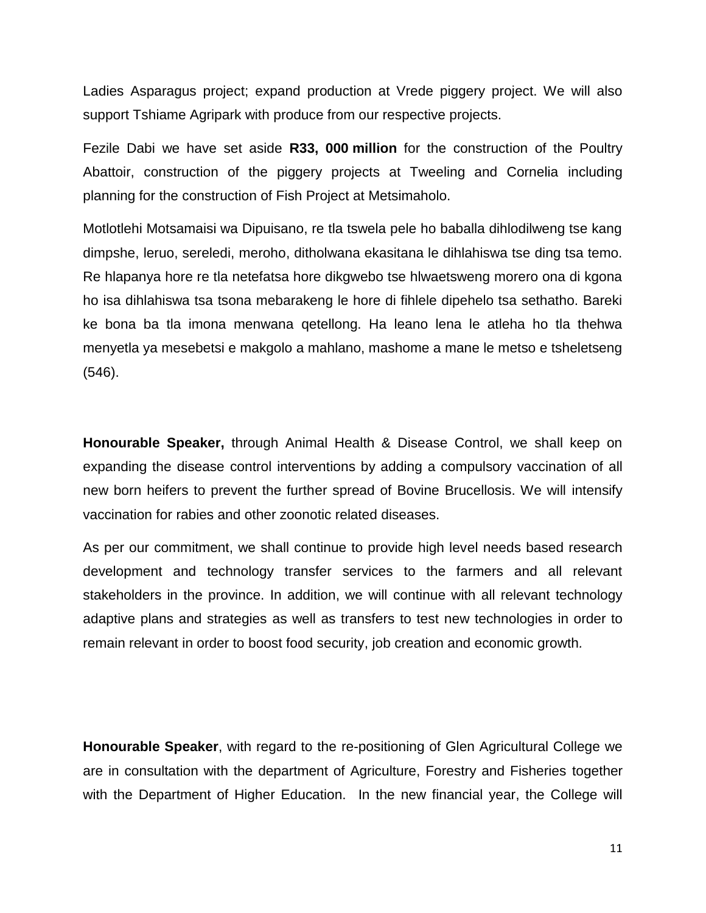Ladies Asparagus project; expand production at Vrede piggery project. We will also support Tshiame Agripark with produce from our respective projects.

Fezile Dabi we have set aside **R33, 000 million** for the construction of the Poultry Abattoir, construction of the piggery projects at Tweeling and Cornelia including planning for the construction of Fish Project at Metsimaholo.

Motlotlehi Motsamaisi wa Dipuisano, re tla tswela pele ho baballa dihlodilweng tse kang dimpshe, leruo, sereledi, meroho, ditholwana ekasitana le dihlahiswa tse ding tsa temo. Re hlapanya hore re tla netefatsa hore dikgwebo tse hlwaetsweng morero ona di kgona ho isa dihlahiswa tsa tsona mebarakeng le hore di fihlele dipehelo tsa sethatho. Bareki ke bona ba tla imona menwana qetellong. Ha leano lena le atleha ho tla thehwa menyetla ya mesebetsi e makgolo a mahlano, mashome a mane le metso e tsheletseng (546).

**Honourable Speaker,** through Animal Health & Disease Control, we shall keep on expanding the disease control interventions by adding a compulsory vaccination of all new born heifers to prevent the further spread of Bovine Brucellosis. We will intensify vaccination for rabies and other zoonotic related diseases.

As per our commitment, we shall continue to provide high level needs based research development and technology transfer services to the farmers and all relevant stakeholders in the province. In addition, we will continue with all relevant technology adaptive plans and strategies as well as transfers to test new technologies in order to remain relevant in order to boost food security, job creation and economic growth.

**Honourable Speaker**, with regard to the re-positioning of Glen Agricultural College we are in consultation with the department of Agriculture, Forestry and Fisheries together with the Department of Higher Education. In the new financial year, the College will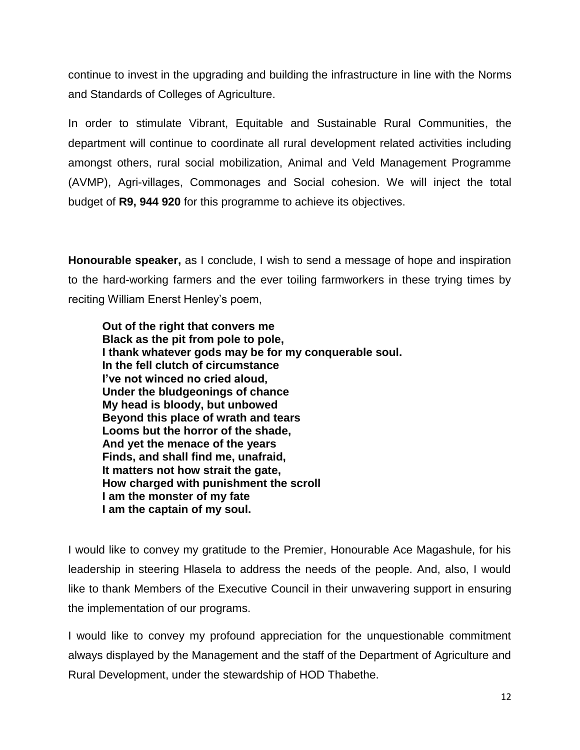continue to invest in the upgrading and building the infrastructure in line with the Norms and Standards of Colleges of Agriculture.

In order to stimulate Vibrant, Equitable and Sustainable Rural Communities, the department will continue to coordinate all rural development related activities including amongst others, rural social mobilization, Animal and Veld Management Programme (AVMP), Agri-villages, Commonages and Social cohesion. We will inject the total budget of **R9, 944 920** for this programme to achieve its objectives.

**Honourable speaker,** as I conclude, I wish to send a message of hope and inspiration to the hard-working farmers and the ever toiling farmworkers in these trying times by reciting William Enerst Henley's poem,

> **Out of the right that convers me**
> **Black as the pit from pole to pole,**
> **I thank whatever gods may be for my conquerable soul.**
> **In the fell clutch of circumstance**
> **I've not winced no cried aloud,**
> **Under the bludgeonings of chance**
> **My head is bloody, but unbowed**
> **Beyond this place of wrath and tears**
> **Looms but the horror of the shade,**
> **And yet the menace of the years**
> **Finds, and shall find me, unafraid,**
> **It matters not how strait the gate,**
> **How charged with punishment the scroll**
> **I am the monster of my fate**
> **I am the captain of my soul.**

I would like to convey my gratitude to the Premier, Honourable Ace Magashule, for his leadership in steering Hlasela to address the needs of the people. And, also, I would like to thank Members of the Executive Council in their unwavering support in ensuring the implementation of our programs.

I would like to convey my profound appreciation for the unquestionable commitment always displayed by the Management and the staff of the Department of Agriculture and Rural Development, under the stewardship of HOD Thabethe.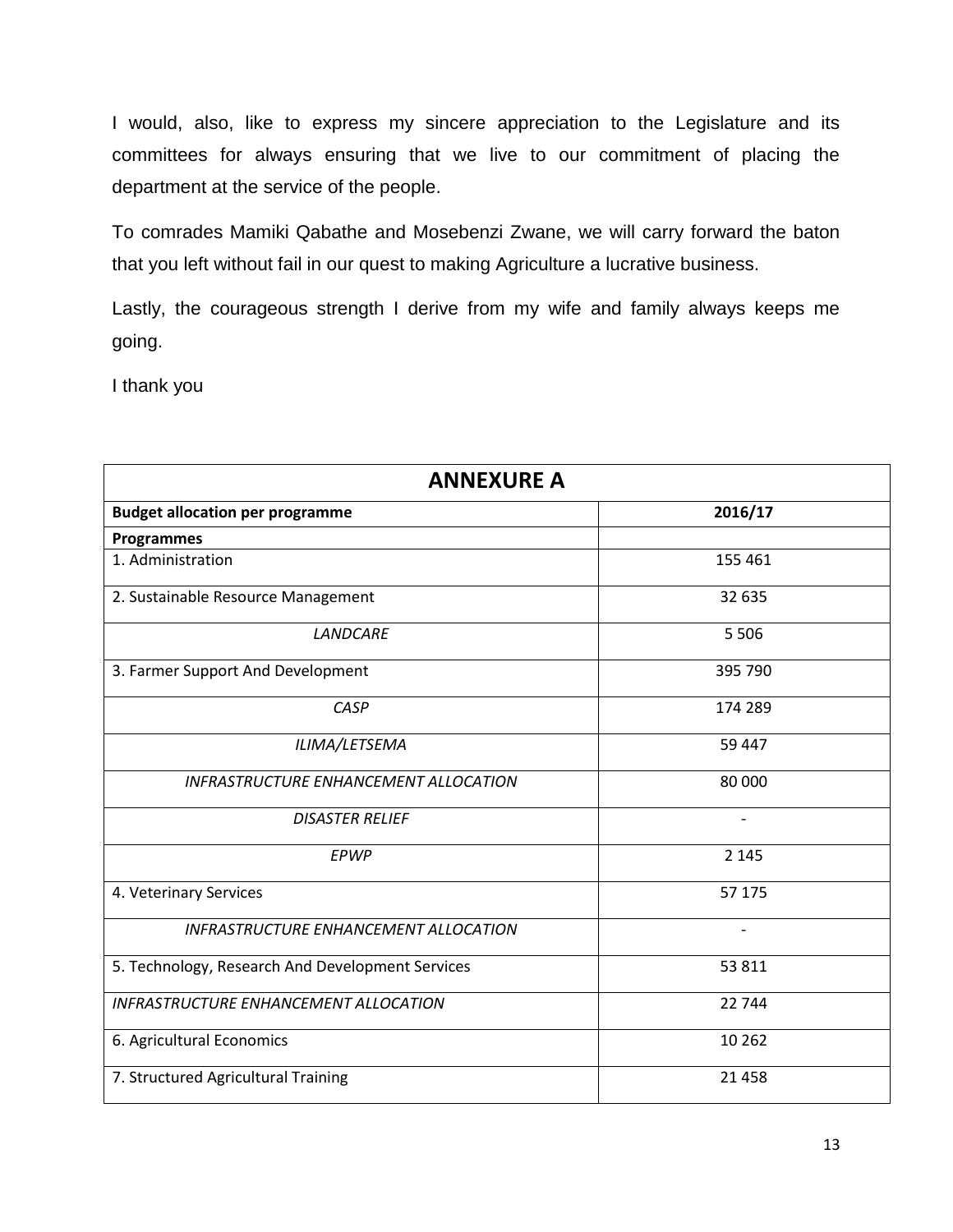I would, also, like to express my sincere appreciation to the Legislature and its committees for always ensuring that we live to our commitment of placing the department at the service of the people.

To comrades Mamiki Qabathe and Mosebenzi Zwane, we will carry forward the baton that you left without fail in our quest to making Agriculture a lucrative business.

Lastly, the courageous strength I derive from my wife and family always keeps me going.

I thank you

| **ANNEXURE A** | |
|---|---|
| **Budget allocation per programme** | **2016/17** |
| **Programmes** | |
| 1. Administration | 155 461 |
| 2. Sustainable Resource Management | 32 635 |
| *LANDCARE* | 5 506 |
| 3. Farmer Support And Development | 395 790 |
| *CASP* | 174 289 |
| *ILIMA/LETSEMA* | 59 447 |
| *INFRASTRUCTURE ENHANCEMENT ALLOCATION* | 80 000 |
| *DISASTER RELIEF* | - |
| *EPWP* | 2 145 |
| 4. Veterinary Services | 57 175 |
| *INFRASTRUCTURE ENHANCEMENT ALLOCATION* | - |
| 5. Technology, Research And Development Services | 53 811 |
| *INFRASTRUCTURE ENHANCEMENT ALLOCATION* | 22 744 |
| 6. Agricultural Economics | 10 262 |
| 7. Structured Agricultural Training | 21 458 |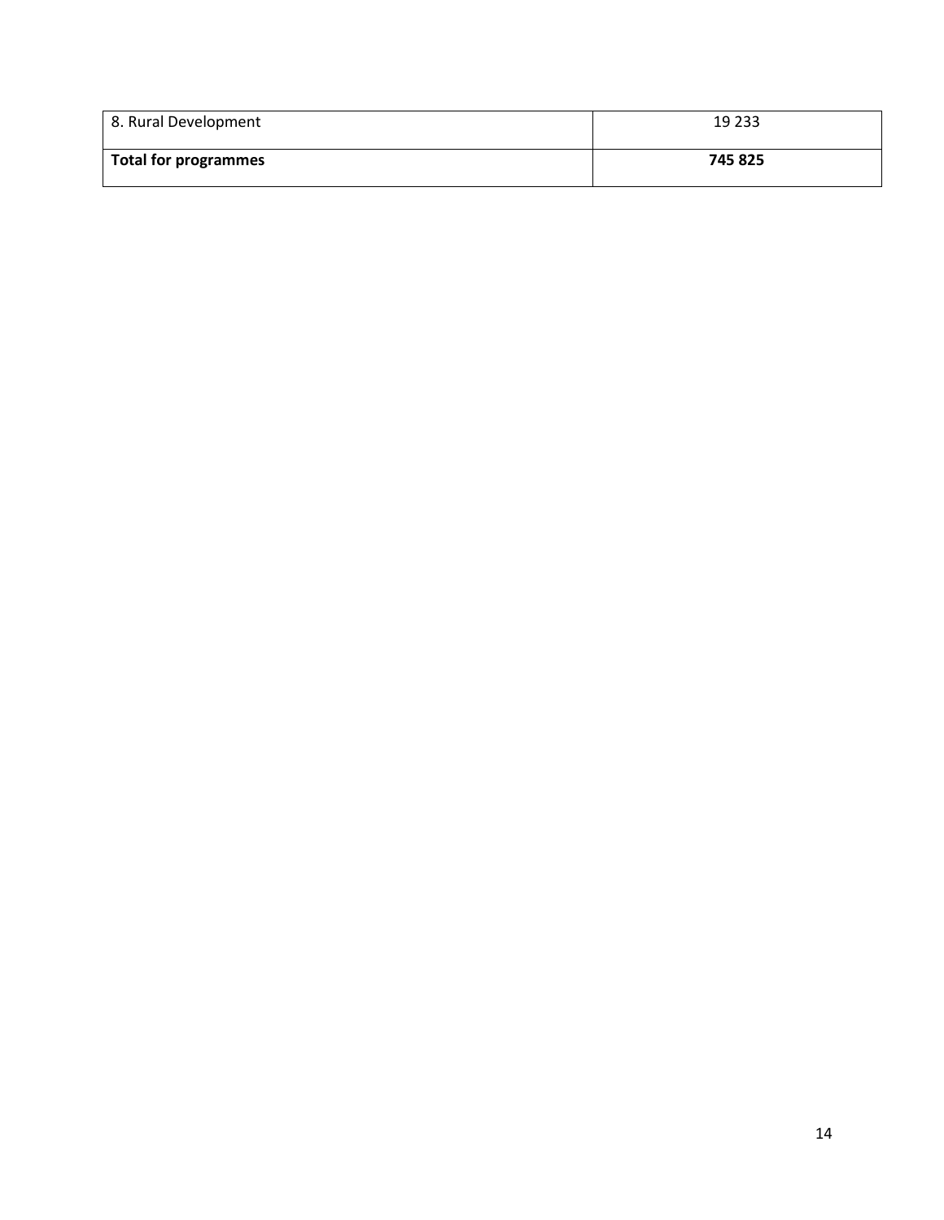| | |
|---|---|
| 8. Rural Development | 19 233 |
| **Total for programmes** | **745 825** |